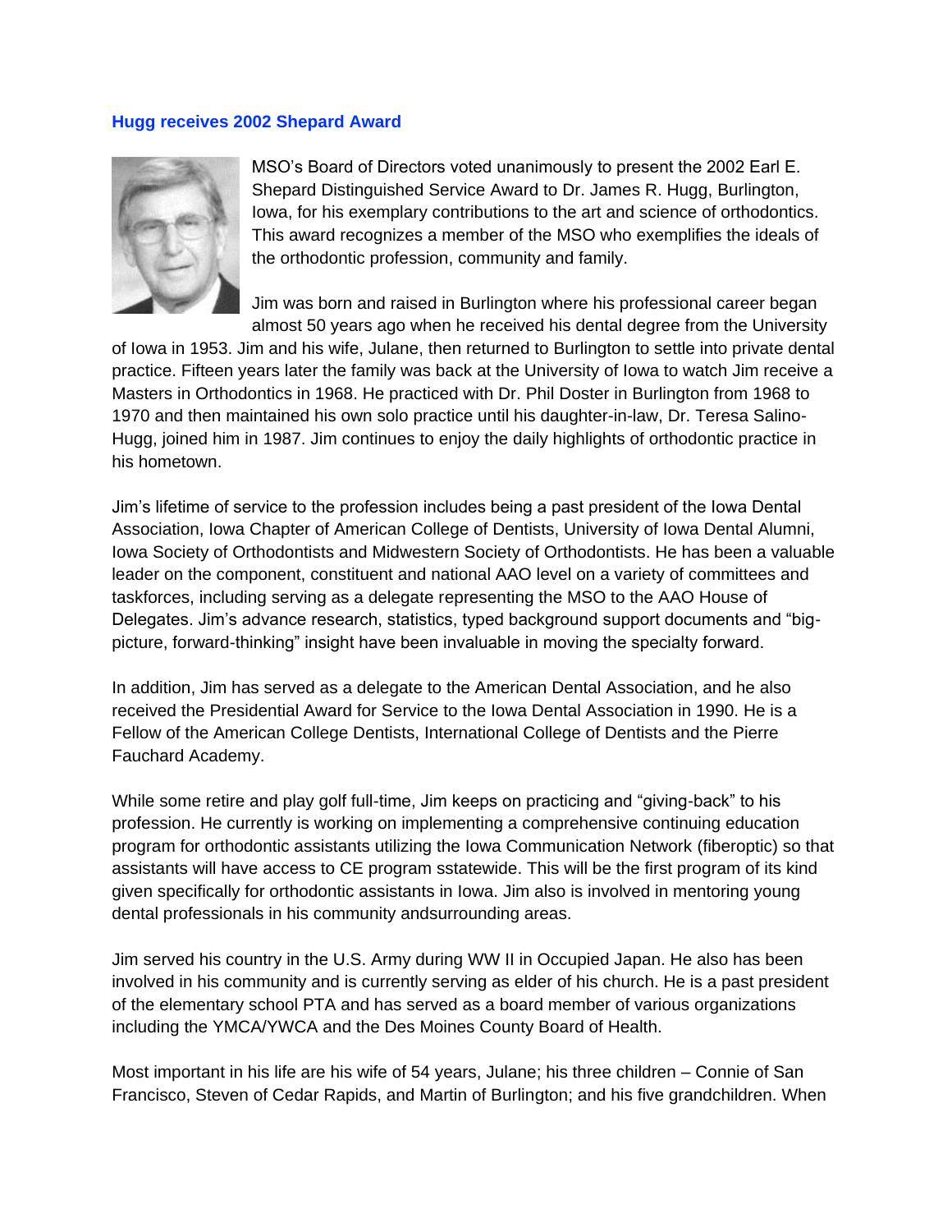## Hugg receives 2002 Shepard Award

MSO's Board of Directors voted unanimously to present the 2002 Earl E. Shepard Distinguished Service Award to Dr. James R. Hugg, Burlington, Iowa, for his exemplary contributions to the art and science of orthodontics. This award recognizes a member of the MSO who exemplifies the ideals of the orthodontic profession, community and family.

Jim was born and raised in Burlington where his professional career began almost 50 years ago when he received his dental degree from the University of Iowa in 1953. Jim and his wife, Julane, then returned to Burlington to settle into private dental practice. Fifteen years later the family was back at the University of Iowa to watch Jim receive a Masters in Orthodontics in 1968. He practiced with Dr. Phil Doster in Burlington from 1968 to 1970 and then maintained his own solo practice until his daughter-in-law, Dr. Teresa Salino-Hugg, joined him in 1987. Jim continues to enjoy the daily highlights of orthodontic practice in his hometown.

Jim's lifetime of service to the profession includes being a past president of the Iowa Dental Association, Iowa Chapter of American College of Dentists, University of Iowa Dental Alumni, Iowa Society of Orthodontists and Midwestern Society of Orthodontists. He has been a valuable leader on the component, constituent and national AAO level on a variety of committees and taskforces, including serving as a delegate representing the MSO to the AAO House of Delegates. Jim's advance research, statistics, typed background support documents and "big-picture, forward-thinking" insight have been invaluable in moving the specialty forward.

In addition, Jim has served as a delegate to the American Dental Association, and he also received the Presidential Award for Service to the Iowa Dental Association in 1990. He is a Fellow of the American College Dentists, International College of Dentists and the Pierre Fauchard Academy.

While some retire and play golf full-time, Jim keeps on practicing and "giving-back" to his profession. He currently is working on implementing a comprehensive continuing education program for orthodontic assistants utilizing the Iowa Communication Network (fiberoptic) so that assistants will have access to CE program sstatewide. This will be the first program of its kind given specifically for orthodontic assistants in Iowa. Jim also is involved in mentoring young dental professionals in his community andsurrounding areas.

Jim served his country in the U.S. Army during WW II in Occupied Japan. He also has been involved in his community and is currently serving as elder of his church. He is a past president of the elementary school PTA and has served as a board member of various organizations including the YMCA/YWCA and the Des Moines County Board of Health.

Most important in his life are his wife of 54 years, Julane; his three children – Connie of San Francisco, Steven of Cedar Rapids, and Martin of Burlington; and his five grandchildren. When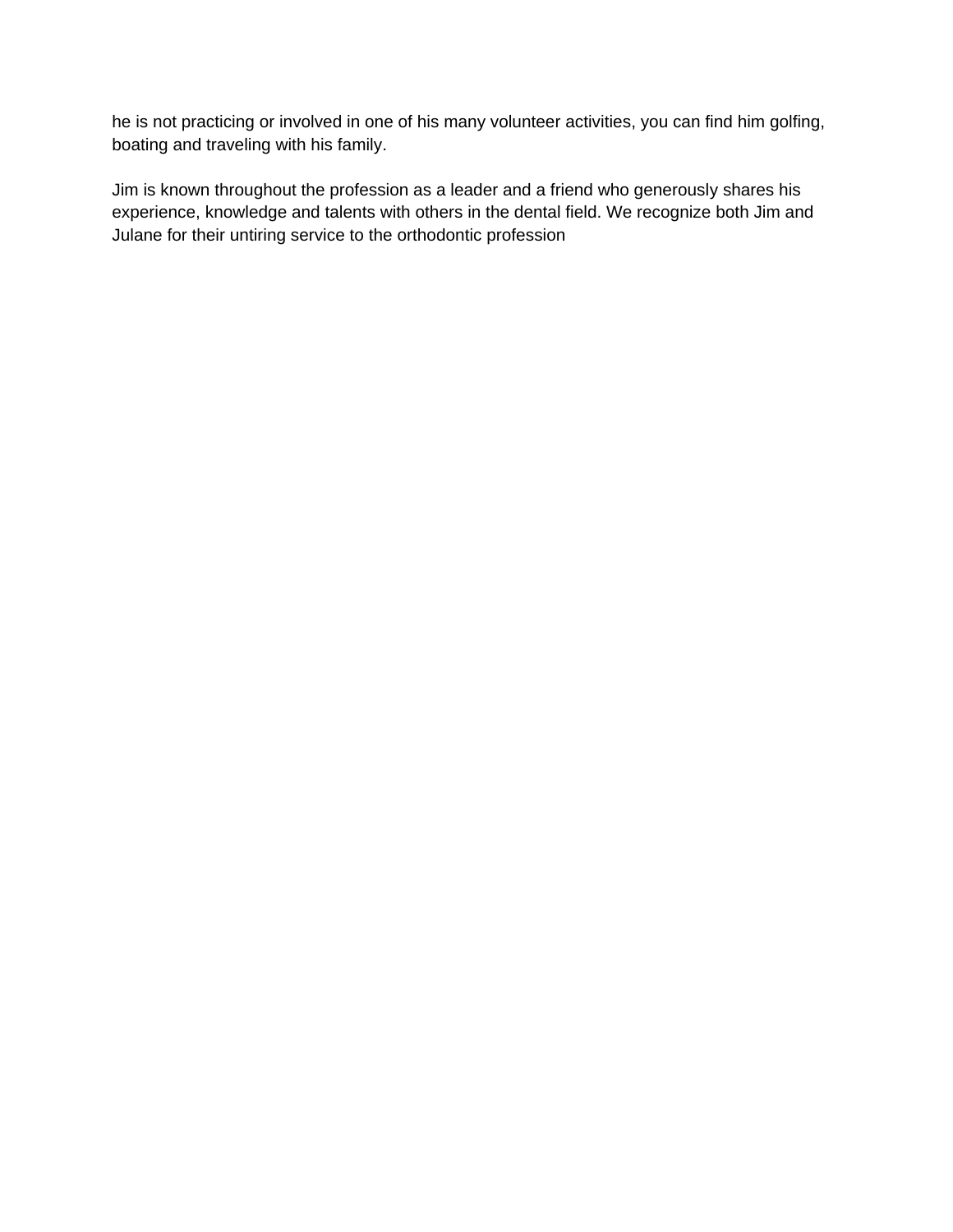he is not practicing or involved in one of his many volunteer activities, you can find him golfing, boating and traveling with his family.

Jim is known throughout the profession as a leader and a friend who generously shares his experience, knowledge and talents with others in the dental field. We recognize both Jim and Julane for their untiring service to the orthodontic profession